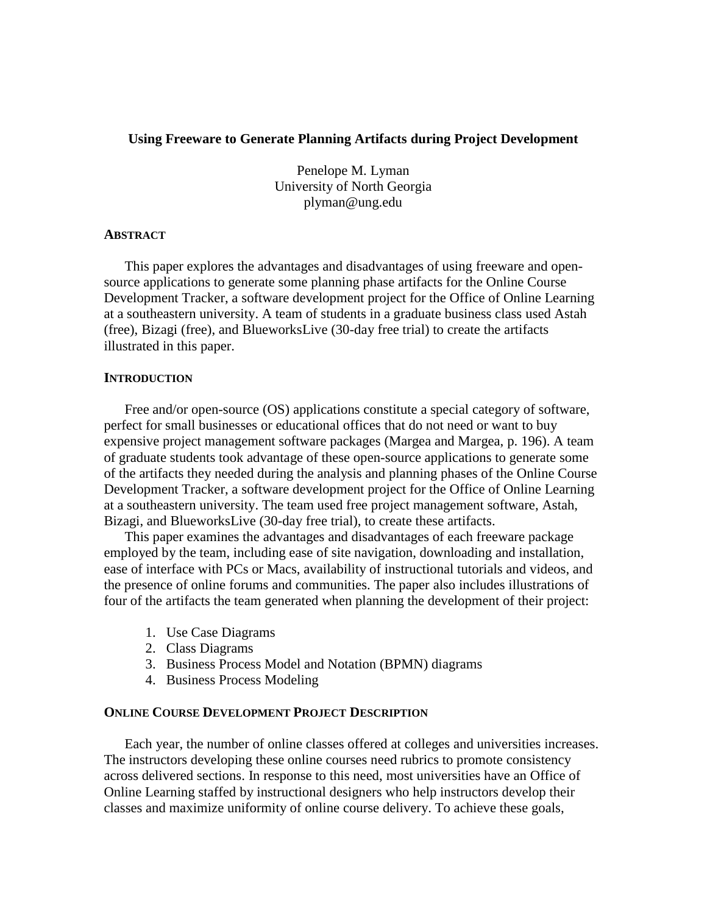# Using Freeware to Generate Planning Artifacts during Project Development

Penelope M. Lyman
University of North Georgia
plyman@ung.edu

## Abstract

This paper explores the advantages and disadvantages of using freeware and open-source applications to generate some planning phase artifacts for the Online Course Development Tracker, a software development project for the Office of Online Learning at a southeastern university. A team of students in a graduate business class used Astah (free), Bizagi (free), and BlueworksLive (30-day free trial) to create the artifacts illustrated in this paper.

## Introduction

Free and/or open-source (OS) applications constitute a special category of software, perfect for small businesses or educational offices that do not need or want to buy expensive project management software packages (Margea and Margea, p. 196). A team of graduate students took advantage of these open-source applications to generate some of the artifacts they needed during the analysis and planning phases of the Online Course Development Tracker, a software development project for the Office of Online Learning at a southeastern university. The team used free project management software, Astah, Bizagi, and BlueworksLive (30-day free trial), to create these artifacts.

This paper examines the advantages and disadvantages of each freeware package employed by the team, including ease of site navigation, downloading and installation, ease of interface with PCs or Macs, availability of instructional tutorials and videos, and the presence of online forums and communities. The paper also includes illustrations of four of the artifacts the team generated when planning the development of their project:

1. Use Case Diagrams
2. Class Diagrams
3. Business Process Model and Notation (BPMN) diagrams
4. Business Process Modeling

## Online Course Development Project Description

Each year, the number of online classes offered at colleges and universities increases. The instructors developing these online courses need rubrics to promote consistency across delivered sections. In response to this need, most universities have an Office of Online Learning staffed by instructional designers who help instructors develop their classes and maximize uniformity of online course delivery. To achieve these goals,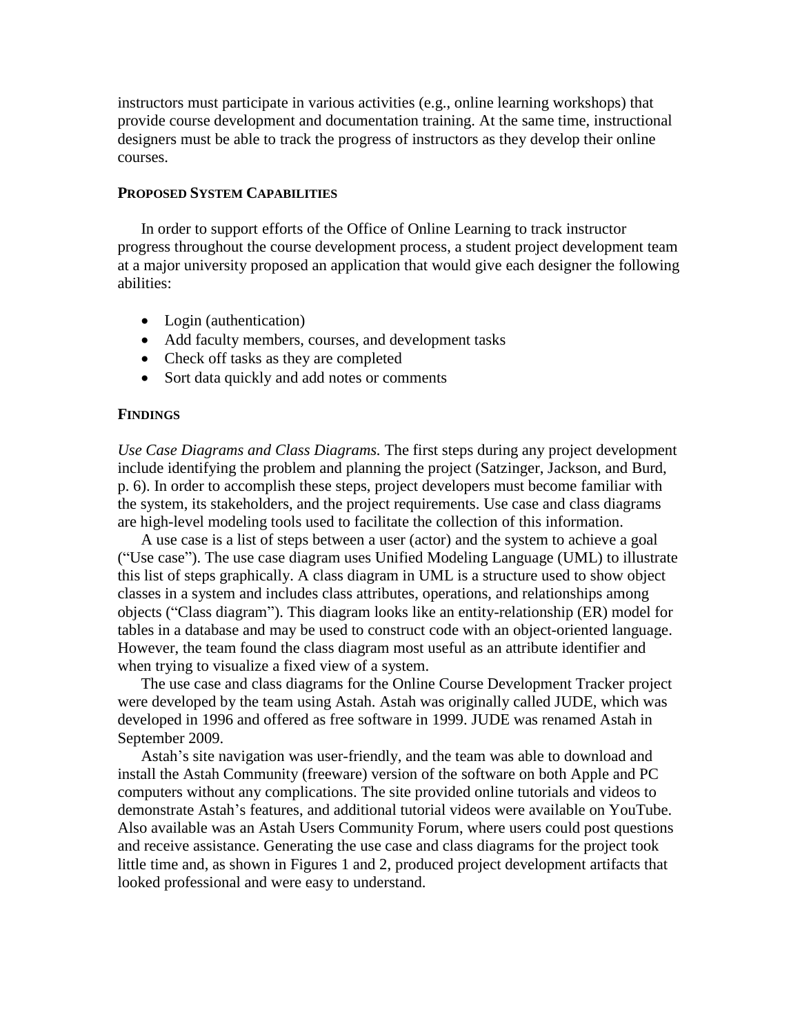instructors must participate in various activities (e.g., online learning workshops) that provide course development and documentation training. At the same time, instructional designers must be able to track the progress of instructors as they develop their online courses.

## Proposed System Capabilities

In order to support efforts of the Office of Online Learning to track instructor progress throughout the course development process, a student project development team at a major university proposed an application that would give each designer the following abilities:

- Login (authentication)
- Add faculty members, courses, and development tasks
- Check off tasks as they are completed
- Sort data quickly and add notes or comments

## Findings

*Use Case Diagrams and Class Diagrams.* The first steps during any project development include identifying the problem and planning the project (Satzinger, Jackson, and Burd, p. 6). In order to accomplish these steps, project developers must become familiar with the system, its stakeholders, and the project requirements. Use case and class diagrams are high-level modeling tools used to facilitate the collection of this information.

A use case is a list of steps between a user (actor) and the system to achieve a goal ("Use case"). The use case diagram uses Unified Modeling Language (UML) to illustrate this list of steps graphically. A class diagram in UML is a structure used to show object classes in a system and includes class attributes, operations, and relationships among objects ("Class diagram"). This diagram looks like an entity-relationship (ER) model for tables in a database and may be used to construct code with an object-oriented language. However, the team found the class diagram most useful as an attribute identifier and when trying to visualize a fixed view of a system.

The use case and class diagrams for the Online Course Development Tracker project were developed by the team using Astah. Astah was originally called JUDE, which was developed in 1996 and offered as free software in 1999. JUDE was renamed Astah in September 2009.

Astah's site navigation was user-friendly, and the team was able to download and install the Astah Community (freeware) version of the software on both Apple and PC computers without any complications. The site provided online tutorials and videos to demonstrate Astah's features, and additional tutorial videos were available on YouTube. Also available was an Astah Users Community Forum, where users could post questions and receive assistance. Generating the use case and class diagrams for the project took little time and, as shown in Figures 1 and 2, produced project development artifacts that looked professional and were easy to understand.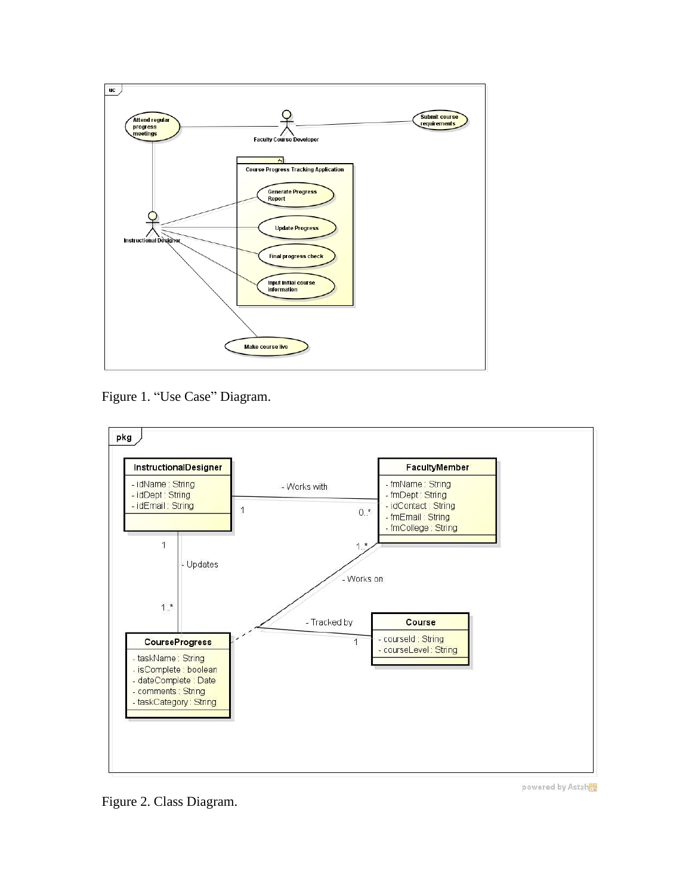Figure 1. "Use Case" Diagram.

Figure 2. Class Diagram.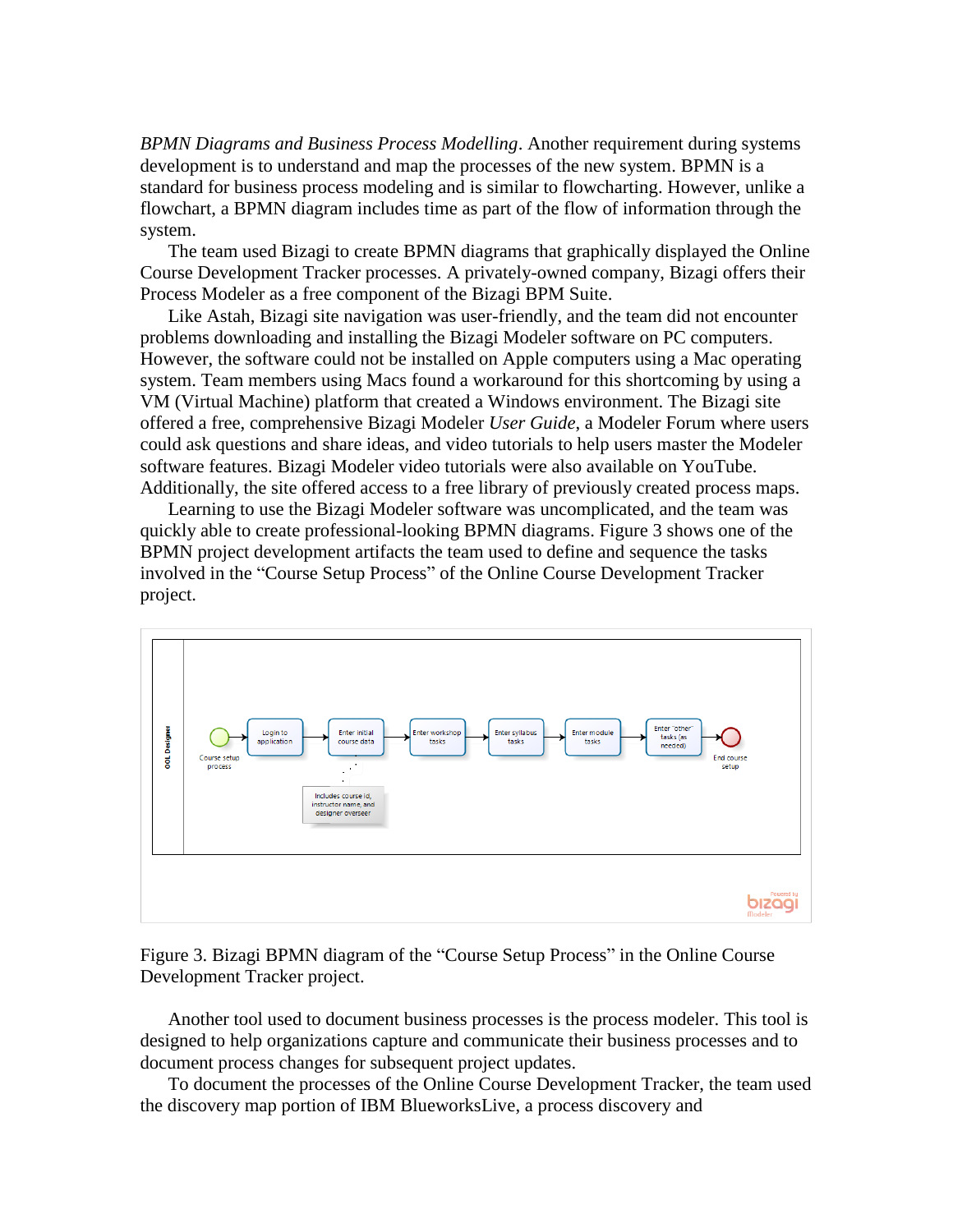*BPMN Diagrams and Business Process Modelling*. Another requirement during systems development is to understand and map the processes of the new system. BPMN is a standard for business process modeling and is similar to flowcharting. However, unlike a flowchart, a BPMN diagram includes time as part of the flow of information through the system.

The team used Bizagi to create BPMN diagrams that graphically displayed the Online Course Development Tracker processes. A privately-owned company, Bizagi offers their Process Modeler as a free component of the Bizagi BPM Suite.

Like Astah, Bizagi site navigation was user-friendly, and the team did not encounter problems downloading and installing the Bizagi Modeler software on PC computers. However, the software could not be installed on Apple computers using a Mac operating system. Team members using Macs found a workaround for this shortcoming by using a VM (Virtual Machine) platform that created a Windows environment. The Bizagi site offered a free, comprehensive Bizagi Modeler *User Guide*, a Modeler Forum where users could ask questions and share ideas, and video tutorials to help users master the Modeler software features. Bizagi Modeler video tutorials were also available on YouTube. Additionally, the site offered access to a free library of previously created process maps.

Learning to use the Bizagi Modeler software was uncomplicated, and the team was quickly able to create professional-looking BPMN diagrams. Figure 3 shows one of the BPMN project development artifacts the team used to define and sequence the tasks involved in the "Course Setup Process" of the Online Course Development Tracker project.

Figure 3. Bizagi BPMN diagram of the "Course Setup Process" in the Online Course Development Tracker project.

Another tool used to document business processes is the process modeler. This tool is designed to help organizations capture and communicate their business processes and to document process changes for subsequent project updates.

To document the processes of the Online Course Development Tracker, the team used the discovery map portion of IBM BlueworksLive, a process discovery and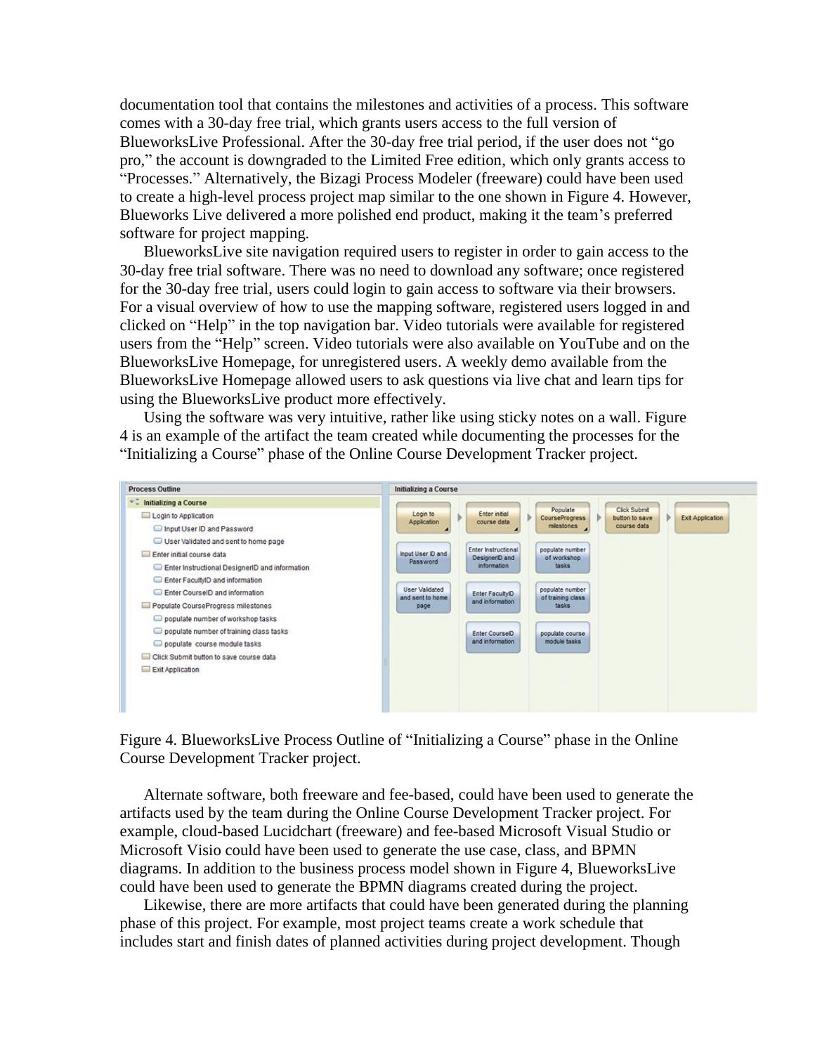documentation tool that contains the milestones and activities of a process. This software comes with a 30-day free trial, which grants users access to the full version of BlueworksLive Professional. After the 30-day free trial period, if the user does not "go pro," the account is downgraded to the Limited Free edition, which only grants access to "Processes." Alternatively, the Bizagi Process Modeler (freeware) could have been used to create a high-level process project map similar to the one shown in Figure 4. However, Blueworks Live delivered a more polished end product, making it the team's preferred software for project mapping.

BlueworksLive site navigation required users to register in order to gain access to the 30-day free trial software. There was no need to download any software; once registered for the 30-day free trial, users could login to gain access to software via their browsers. For a visual overview of how to use the mapping software, registered users logged in and clicked on "Help" in the top navigation bar. Video tutorials were available for registered users from the "Help" screen. Video tutorials were also available on YouTube and on the BlueworksLive Homepage, for unregistered users. A weekly demo available from the BlueworksLive Homepage allowed users to ask questions via live chat and learn tips for using the BlueworksLive product more effectively.

Using the software was very intuitive, rather like using sticky notes on a wall. Figure 4 is an example of the artifact the team created while documenting the processes for the "Initializing a Course" phase of the Online Course Development Tracker project.

Figure 4. BlueworksLive Process Outline of "Initializing a Course" phase in the Online Course Development Tracker project.

Alternate software, both freeware and fee-based, could have been used to generate the artifacts used by the team during the Online Course Development Tracker project. For example, cloud-based Lucidchart (freeware) and fee-based Microsoft Visual Studio or Microsoft Visio could have been used to generate the use case, class, and BPMN diagrams. In addition to the business process model shown in Figure 4, BlueworksLive could have been used to generate the BPMN diagrams created during the project.

Likewise, there are more artifacts that could have been generated during the planning phase of this project. For example, most project teams create a work schedule that includes start and finish dates of planned activities during project development. Though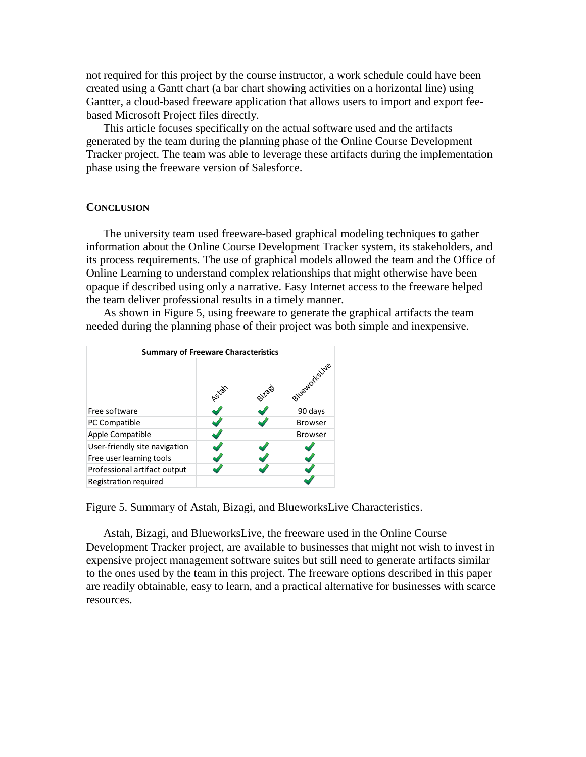not required for this project by the course instructor, a work schedule could have been created using a Gantt chart (a bar chart showing activities on a horizontal line) using Gantter, a cloud-based freeware application that allows users to import and export fee-based Microsoft Project files directly.

This article focuses specifically on the actual software used and the artifacts generated by the team during the planning phase of the Online Course Development Tracker project. The team was able to leverage these artifacts during the implementation phase using the freeware version of Salesforce.

## CONCLUSION

The university team used freeware-based graphical modeling techniques to gather information about the Online Course Development Tracker system, its stakeholders, and its process requirements. The use of graphical models allowed the team and the Office of Online Learning to understand complex relationships that might otherwise have been opaque if described using only a narrative. Easy Internet access to the freeware helped the team deliver professional results in a timely manner.

As shown in Figure 5, using freeware to generate the graphical artifacts the team needed during the planning phase of their project was both simple and inexpensive.

| Summary of Freeware Characteristics | | | |
|---|---|---|---|
| | Astah | Bizagi | BlueworksLive |
| Free software | ✓ | ✓ | 90 days |
| PC Compatible | ✓ | ✓ | Browser |
| Apple Compatible | ✓ | | Browser |
| User-friendly site navigation | ✓ | ✓ | ✓ |
| Free user learning tools | ✓ | ✓ | ✓ |
| Professional artifact output | ✓ | ✓ | ✓ |
| Registration required | | | ✓ |

Figure 5. Summary of Astah, Bizagi, and BlueworksLive Characteristics.

Astah, Bizagi, and BlueworksLive, the freeware used in the Online Course Development Tracker project, are available to businesses that might not wish to invest in expensive project management software suites but still need to generate artifacts similar to the ones used by the team in this project. The freeware options described in this paper are readily obtainable, easy to learn, and a practical alternative for businesses with scarce resources.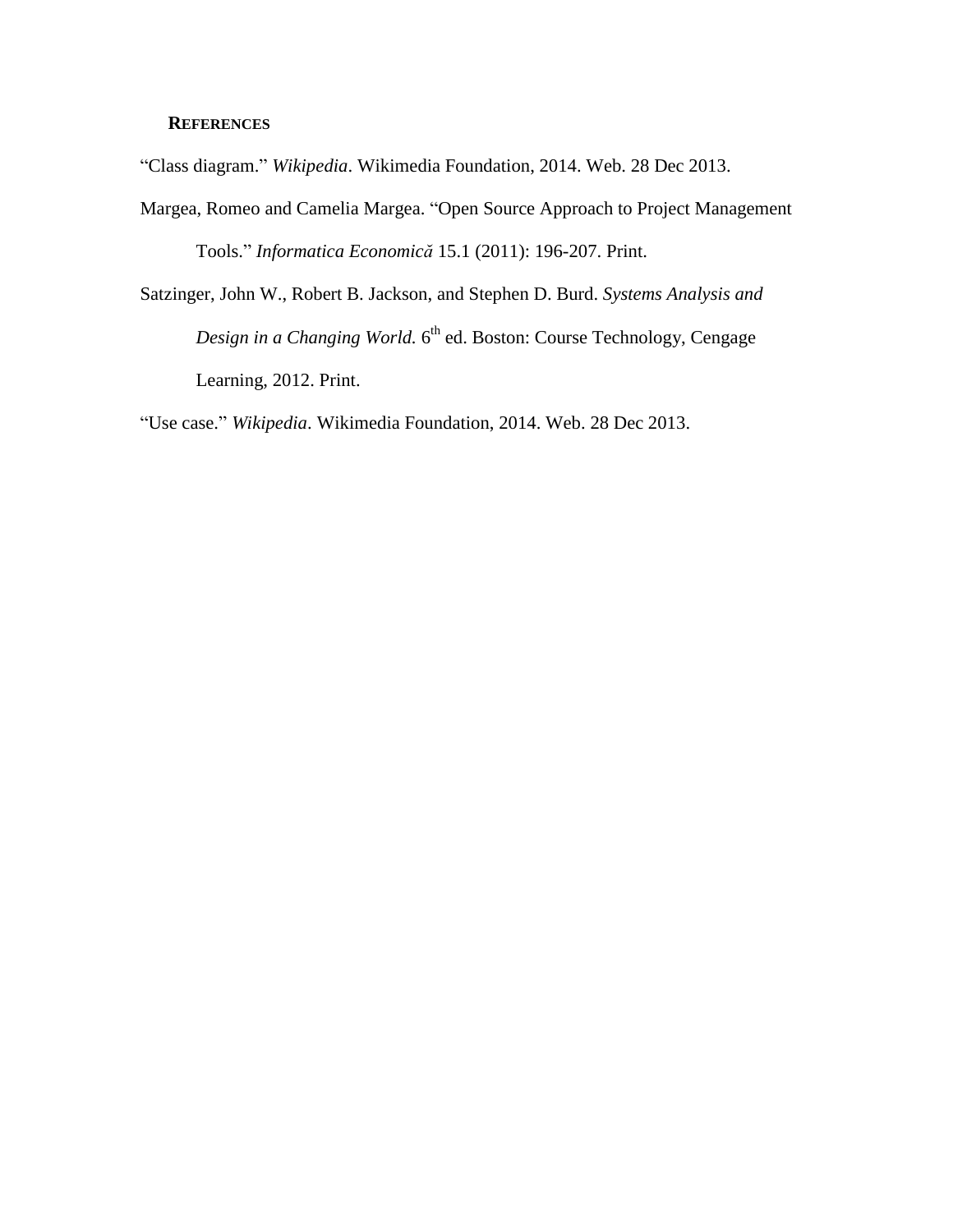## References

"Class diagram." *Wikipedia*. Wikimedia Foundation, 2014. Web. 28 Dec 2013.

Margea, Romeo and Camelia Margea. "Open Source Approach to Project Management Tools." *Informatica Economică* 15.1 (2011): 196-207. Print.

Satzinger, John W., Robert B. Jackson, and Stephen D. Burd. *Systems Analysis and Design in a Changing World.* 6th ed. Boston: Course Technology, Cengage Learning, 2012. Print.

"Use case." *Wikipedia*. Wikimedia Foundation, 2014. Web. 28 Dec 2013.